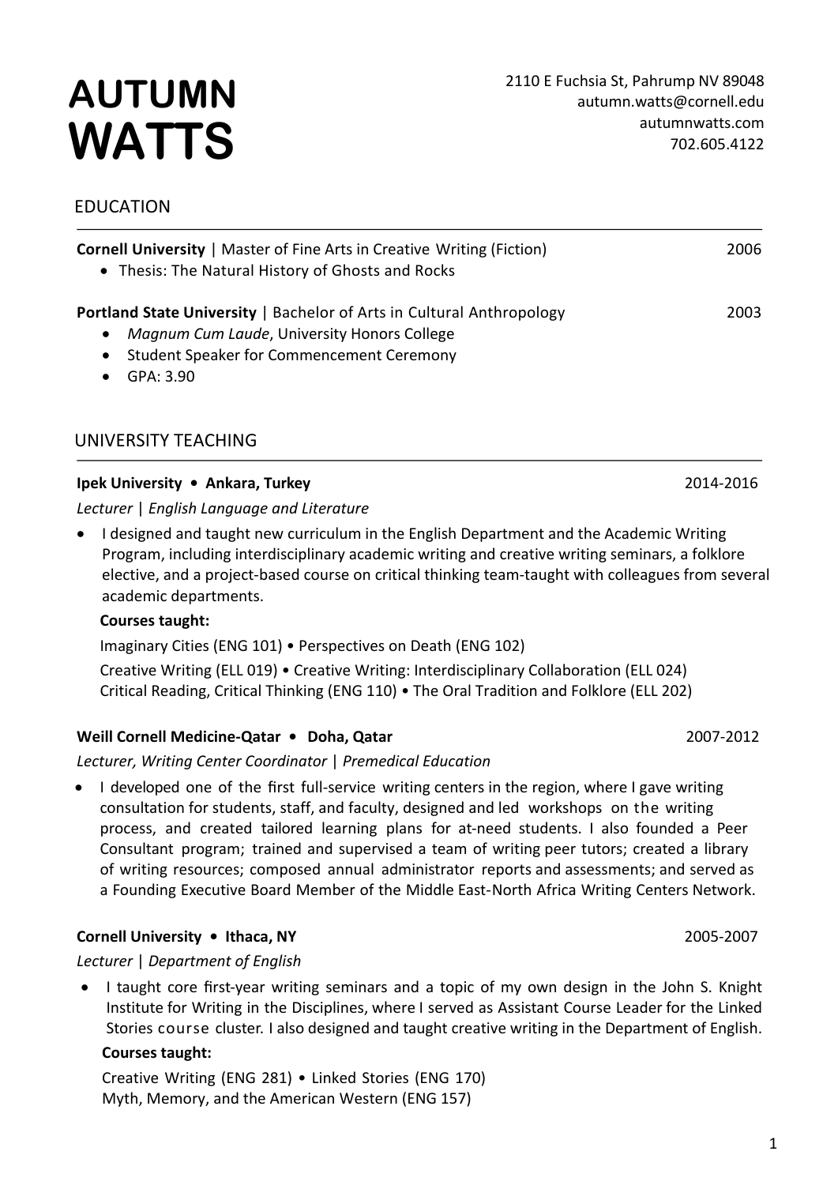# AUTUMN WATTS

2110 E Fuchsia St, Pahrump NV 89048
autumn.watts@cornell.edu
autumnwatts.com
702.605.4122

## EDUCATION

**Cornell University** | Master of Fine Arts in Creative Writing (Fiction) — 2006

- Thesis: The Natural History of Ghosts and Rocks

**Portland State University** | Bachelor of Arts in Cultural Anthropology — 2003

- *Magnum Cum Laude*, University Honors College
- Student Speaker for Commencement Ceremony
- GPA: 3.90

## UNIVERSITY TEACHING

**Ipek University • Ankara, Turkey** — 2014-2016

*Lecturer | English Language and Literature*

- I designed and taught new curriculum in the English Department and the Academic Writing Program, including interdisciplinary academic writing and creative writing seminars, a folklore elective, and a project-based course on critical thinking team-taught with colleagues from several academic departments.

**Courses taught:**

Imaginary Cities (ENG 101) • Perspectives on Death (ENG 102)
Creative Writing (ELL 019) • Creative Writing: Interdisciplinary Collaboration (ELL 024)
Critical Reading, Critical Thinking (ENG 110) • The Oral Tradition and Folklore (ELL 202)

**Weill Cornell Medicine-Qatar • Doha, Qatar** — 2007-2012

*Lecturer, Writing Center Coordinator | Premedical Education*

- I developed one of the first full-service writing centers in the region, where I gave writing consultation for students, staff, and faculty, designed and led workshops on the writing process, and created tailored learning plans for at-need students. I also founded a Peer Consultant program; trained and supervised a team of writing peer tutors; created a library of writing resources; composed annual administrator reports and assessments; and served as a Founding Executive Board Member of the Middle East-North Africa Writing Centers Network.

**Cornell University • Ithaca, NY** — 2005-2007

*Lecturer | Department of English*

- I taught core first-year writing seminars and a topic of my own design in the John S. Knight Institute for Writing in the Disciplines, where I served as Assistant Course Leader for the Linked Stories course cluster. I also designed and taught creative writing in the Department of English.

**Courses taught:**

Creative Writing (ENG 281) • Linked Stories (ENG 170)
Myth, Memory, and the American Western (ENG 157)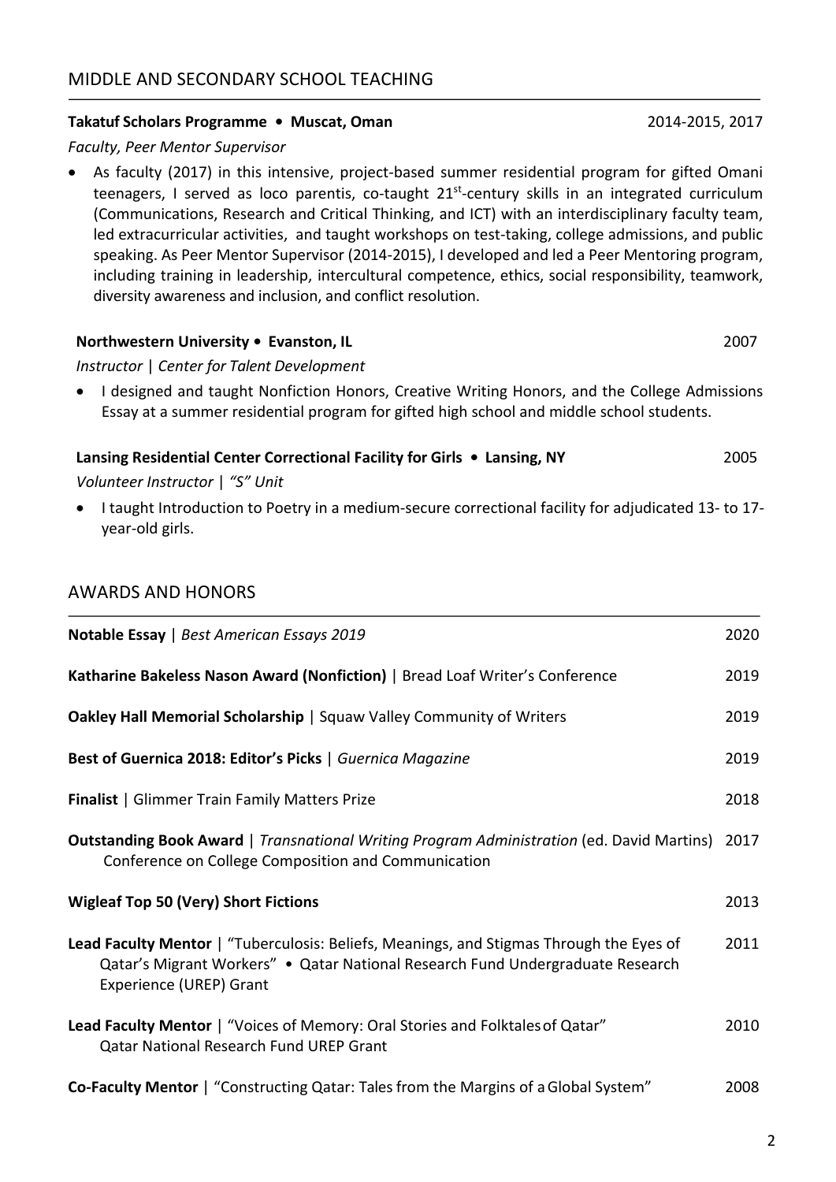## MIDDLE AND SECONDARY SCHOOL TEACHING

**Takatuf Scholars Programme • Muscat, Oman** 2014-2015, 2017

*Faculty, Peer Mentor Supervisor*

- As faculty (2017) in this intensive, project-based summer residential program for gifted Omani teenagers, I served as loco parentis, co-taught 21st-century skills in an integrated curriculum (Communications, Research and Critical Thinking, and ICT) with an interdisciplinary faculty team, led extracurricular activities, and taught workshops on test-taking, college admissions, and public speaking. As Peer Mentor Supervisor (2014-2015), I developed and led a Peer Mentoring program, including training in leadership, intercultural competence, ethics, social responsibility, teamwork, diversity awareness and inclusion, and conflict resolution.

**Northwestern University • Evanston, IL** 2007

*Instructor | Center for Talent Development*

- I designed and taught Nonfiction Honors, Creative Writing Honors, and the College Admissions Essay at a summer residential program for gifted high school and middle school students.

**Lansing Residential Center Correctional Facility for Girls • Lansing, NY** 2005

*Volunteer Instructor | "S" Unit*

- I taught Introduction to Poetry in a medium-secure correctional facility for adjudicated 13- to 17-year-old girls.

## AWARDS AND HONORS

**Notable Essay** | *Best American Essays 2019* 2020

**Katharine Bakeless Nason Award (Nonfiction)** | Bread Loaf Writer's Conference 2019

**Oakley Hall Memorial Scholarship** | Squaw Valley Community of Writers 2019

**Best of Guernica 2018: Editor's Picks** | *Guernica Magazine* 2019

**Finalist** | Glimmer Train Family Matters Prize 2018

**Outstanding Book Award** | *Transnational Writing Program Administration* (ed. David Martins) 2017
Conference on College Composition and Communication

**Wigleaf Top 50 (Very) Short Fictions** 2013

**Lead Faculty Mentor** | "Tuberculosis: Beliefs, Meanings, and Stigmas Through the Eyes of Qatar's Migrant Workers" • Qatar National Research Fund Undergraduate Research Experience (UREP) Grant 2011

**Lead Faculty Mentor** | "Voices of Memory: Oral Stories and Folktales of Qatar" 2010
Qatar National Research Fund UREP Grant

**Co-Faculty Mentor** | "Constructing Qatar: Tales from the Margins of a Global System" 2008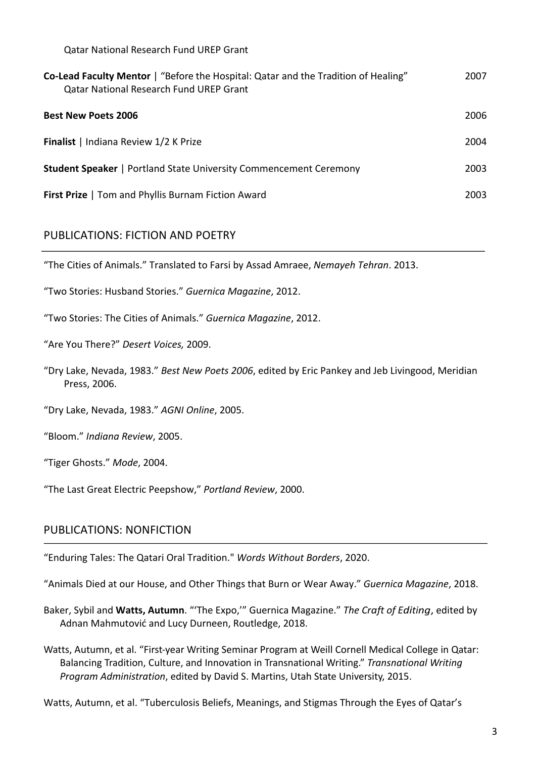Qatar National Research Fund UREP Grant

**Co-Lead Faculty Mentor** | "Before the Hospital: Qatar and the Tradition of Healing" Qatar National Research Fund UREP Grant — 2007

**Best New Poets 2006** — 2006

**Finalist** | Indiana Review 1/2 K Prize — 2004

**Student Speaker** | Portland State University Commencement Ceremony — 2003

**First Prize** | Tom and Phyllis Burnam Fiction Award — 2003

## PUBLICATIONS: FICTION AND POETRY

"The Cities of Animals." Translated to Farsi by Assad Amraee, *Nemayeh Tehran*. 2013.

"Two Stories: Husband Stories." *Guernica Magazine*, 2012.

"Two Stories: The Cities of Animals." *Guernica Magazine*, 2012.

"Are You There?" *Desert Voices,* 2009.

"Dry Lake, Nevada, 1983." *Best New Poets 2006*, edited by Eric Pankey and Jeb Livingood, Meridian Press, 2006.

"Dry Lake, Nevada, 1983." *AGNI Online*, 2005.

"Bloom." *Indiana Review*, 2005.

"Tiger Ghosts." *Mode*, 2004.

"The Last Great Electric Peepshow," *Portland Review*, 2000.

## PUBLICATIONS: NONFICTION

"Enduring Tales: The Qatari Oral Tradition." *Words Without Borders*, 2020.

"Animals Died at our House, and Other Things that Burn or Wear Away." *Guernica Magazine*, 2018.

Baker, Sybil and **Watts, Autumn**. "'The Expo,'" Guernica Magazine." *The Craft of Editing*, edited by Adnan Mahmutović and Lucy Durneen, Routledge, 2018.

Watts, Autumn, et al. "First-year Writing Seminar Program at Weill Cornell Medical College in Qatar: Balancing Tradition, Culture, and Innovation in Transnational Writing." *Transnational Writing Program Administration*, edited by David S. Martins, Utah State University, 2015.

Watts, Autumn, et al. "Tuberculosis Beliefs, Meanings, and Stigmas Through the Eyes of Qatar's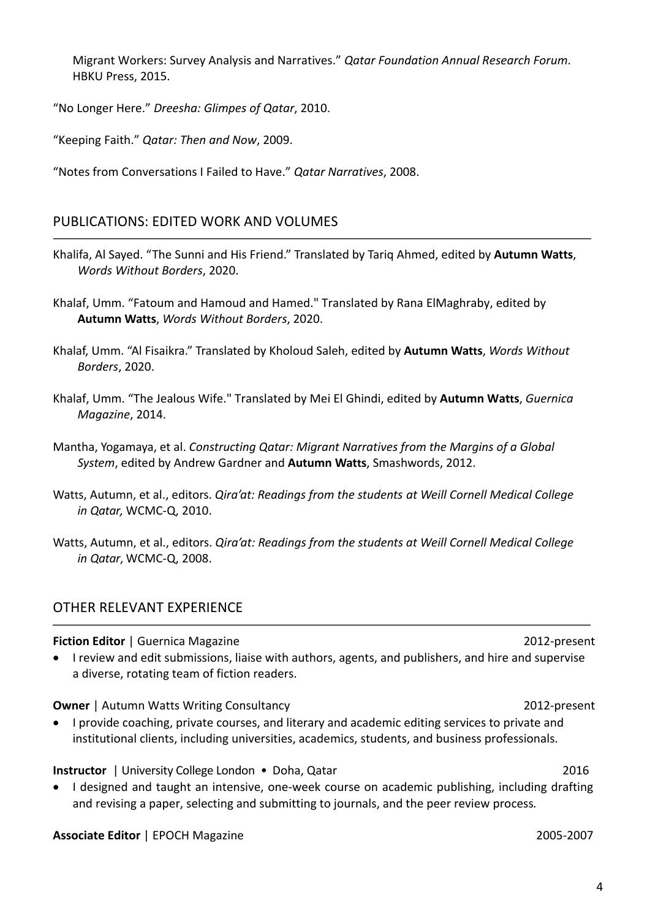Migrant Workers: Survey Analysis and Narratives." *Qatar Foundation Annual Research Forum*. HBKU Press, 2015.

"No Longer Here." *Dreesha: Glimpes of Qatar*, 2010.

"Keeping Faith." *Qatar: Then and Now*, 2009.

"Notes from Conversations I Failed to Have." *Qatar Narratives*, 2008.

## PUBLICATIONS: EDITED WORK AND VOLUMES

Khalifa, Al Sayed. "The Sunni and His Friend." Translated by Tariq Ahmed, edited by **Autumn Watts**, *Words Without Borders*, 2020.

Khalaf, Umm. "Fatoum and Hamoud and Hamed." Translated by Rana ElMaghraby, edited by **Autumn Watts**, *Words Without Borders*, 2020.

Khalaf, Umm. "Al Fisaikra." Translated by Kholoud Saleh, edited by **Autumn Watts**, *Words Without Borders*, 2020.

Khalaf, Umm. "The Jealous Wife." Translated by Mei El Ghindi, edited by **Autumn Watts**, *Guernica Magazine*, 2014.

Mantha, Yogamaya, et al. *Constructing Qatar: Migrant Narratives from the Margins of a Global System*, edited by Andrew Gardner and **Autumn Watts**, Smashwords, 2012.

Watts, Autumn, et al., editors. *Qira'at: Readings from the students at Weill Cornell Medical College in Qatar,* WCMC-Q, 2010.

Watts, Autumn, et al., editors. *Qira'at: Readings from the students at Weill Cornell Medical College in Qatar*, WCMC-Q, 2008.

## OTHER RELEVANT EXPERIENCE

**Fiction Editor** | Guernica Magazine — 2012-present

- I review and edit submissions, liaise with authors, agents, and publishers, and hire and supervise a diverse, rotating team of fiction readers.

**Owner** | Autumn Watts Writing Consultancy — 2012-present

- I provide coaching, private courses, and literary and academic editing services to private and institutional clients, including universities, academics, students, and business professionals.

**Instructor** | University College London • Doha, Qatar — 2016

- I designed and taught an intensive, one-week course on academic publishing, including drafting and revising a paper, selecting and submitting to journals, and the peer review process.

**Associate Editor** | EPOCH Magazine — 2005-2007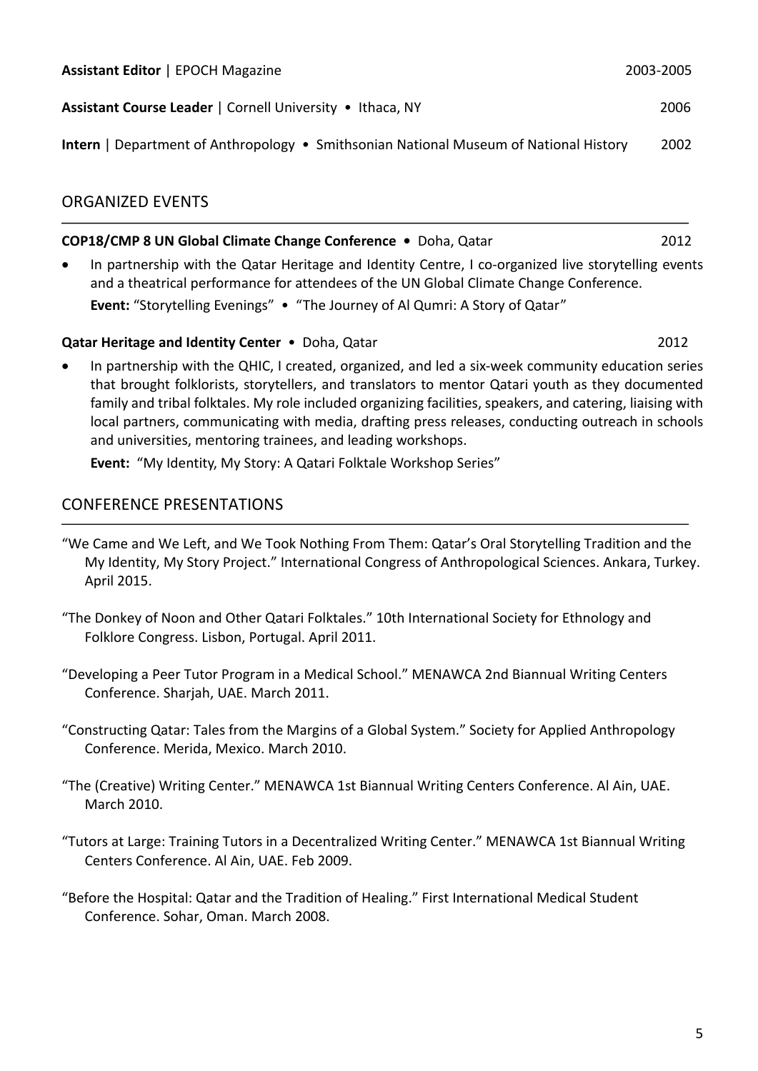**Assistant Editor** | EPOCH Magazine 2003-2005

**Assistant Course Leader** | Cornell University • Ithaca, NY 2006

**Intern** | Department of Anthropology • Smithsonian National Museum of National History 2002

## ORGANIZED EVENTS

**COP18/CMP 8 UN Global Climate Change Conference** • Doha, Qatar 2012

- In partnership with the Qatar Heritage and Identity Centre, I co-organized live storytelling events and a theatrical performance for attendees of the UN Global Climate Change Conference.

  **Event:** "Storytelling Evenings" • "The Journey of Al Qumri: A Story of Qatar"

**Qatar Heritage and Identity Center** • Doha, Qatar 2012

- In partnership with the QHIC, I created, organized, and led a six-week community education series that brought folklorists, storytellers, and translators to mentor Qatari youth as they documented family and tribal folktales. My role included organizing facilities, speakers, and catering, liaising with local partners, communicating with media, drafting press releases, conducting outreach in schools and universities, mentoring trainees, and leading workshops.

  **Event:** "My Identity, My Story: A Qatari Folktale Workshop Series"

## CONFERENCE PRESENTATIONS

"We Came and We Left, and We Took Nothing From Them: Qatar's Oral Storytelling Tradition and the My Identity, My Story Project." International Congress of Anthropological Sciences. Ankara, Turkey. April 2015.

"The Donkey of Noon and Other Qatari Folktales." 10th International Society for Ethnology and Folklore Congress. Lisbon, Portugal. April 2011.

"Developing a Peer Tutor Program in a Medical School." MENAWCA 2nd Biannual Writing Centers Conference. Sharjah, UAE. March 2011.

"Constructing Qatar: Tales from the Margins of a Global System." Society for Applied Anthropology Conference. Merida, Mexico. March 2010.

"The (Creative) Writing Center." MENAWCA 1st Biannual Writing Centers Conference. Al Ain, UAE. March 2010.

"Tutors at Large: Training Tutors in a Decentralized Writing Center." MENAWCA 1st Biannual Writing Centers Conference. Al Ain, UAE. Feb 2009.

"Before the Hospital: Qatar and the Tradition of Healing." First International Medical Student Conference. Sohar, Oman. March 2008.